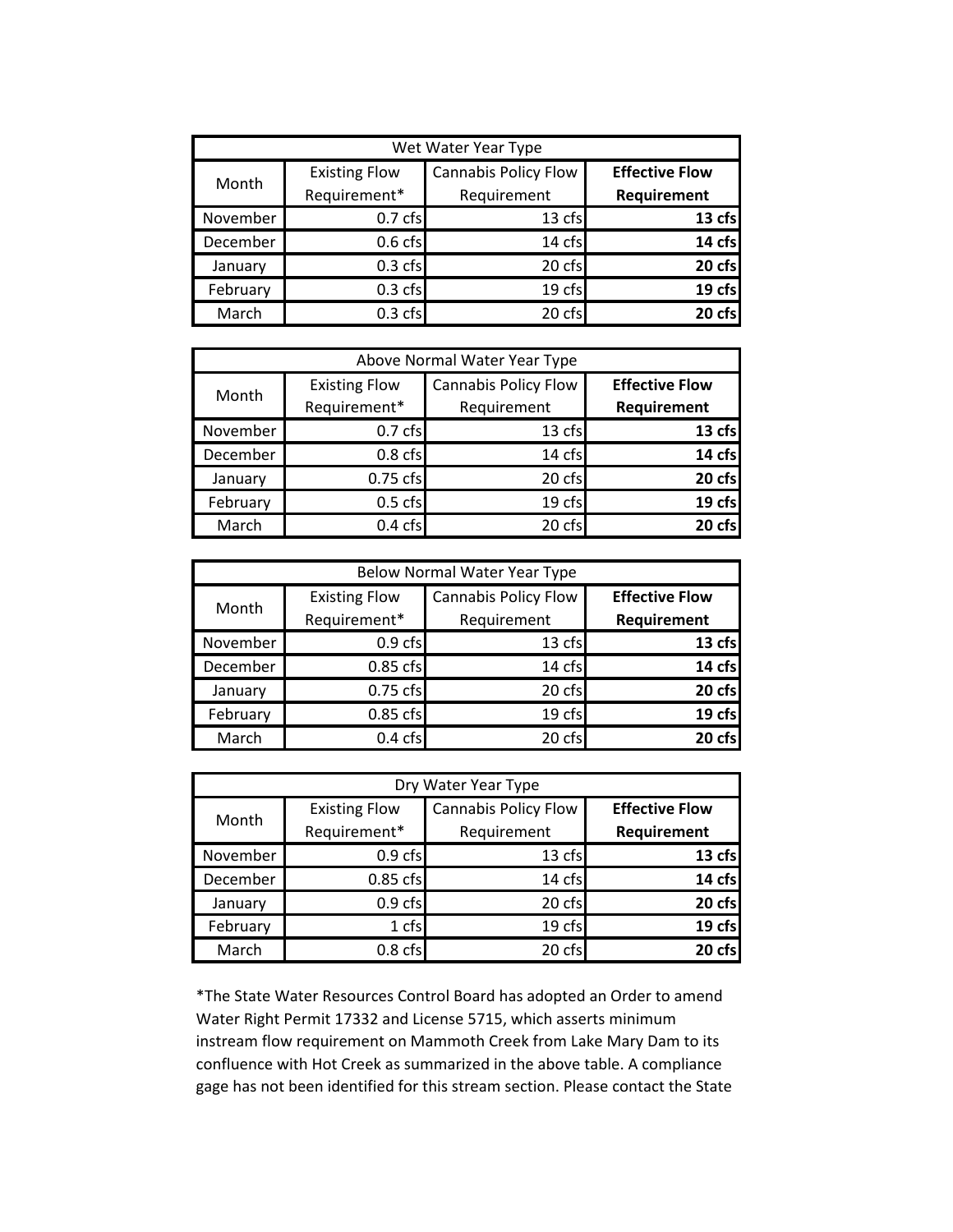| Wet Water Year Type | | | |
|---|---|---|---|
| Month | Existing Flow Requirement* | Cannabis Policy Flow Requirement | **Effective Flow Requirement** |
| November | 0.7 cfs | 13 cfs | **13 cfs** |
| December | 0.6 cfs | 14 cfs | **14 cfs** |
| January | 0.3 cfs | 20 cfs | **20 cfs** |
| February | 0.3 cfs | 19 cfs | **19 cfs** |
| March | 0.3 cfs | 20 cfs | **20 cfs** |

| Above Normal Water Year Type | | | |
|---|---|---|---|
| Month | Existing Flow Requirement* | Cannabis Policy Flow Requirement | **Effective Flow Requirement** |
| November | 0.7 cfs | 13 cfs | **13 cfs** |
| December | 0.8 cfs | 14 cfs | **14 cfs** |
| January | 0.75 cfs | 20 cfs | **20 cfs** |
| February | 0.5 cfs | 19 cfs | **19 cfs** |
| March | 0.4 cfs | 20 cfs | **20 cfs** |

| Below Normal Water Year Type | | | |
|---|---|---|---|
| Month | Existing Flow Requirement* | Cannabis Policy Flow Requirement | **Effective Flow Requirement** |
| November | 0.9 cfs | 13 cfs | **13 cfs** |
| December | 0.85 cfs | 14 cfs | **14 cfs** |
| January | 0.75 cfs | 20 cfs | **20 cfs** |
| February | 0.85 cfs | 19 cfs | **19 cfs** |
| March | 0.4 cfs | 20 cfs | **20 cfs** |

| Dry Water Year Type | | | |
|---|---|---|---|
| Month | Existing Flow Requirement* | Cannabis Policy Flow Requirement | **Effective Flow Requirement** |
| November | 0.9 cfs | 13 cfs | **13 cfs** |
| December | 0.85 cfs | 14 cfs | **14 cfs** |
| January | 0.9 cfs | 20 cfs | **20 cfs** |
| February | 1 cfs | 19 cfs | **19 cfs** |
| March | 0.8 cfs | 20 cfs | **20 cfs** |

*The State Water Resources Control Board has adopted an Order to amend Water Right Permit 17332 and License 5715, which asserts minimum instream flow requirement on Mammoth Creek from Lake Mary Dam to its confluence with Hot Creek as summarized in the above table. A compliance gage has not been identified for this stream section. Please contact the State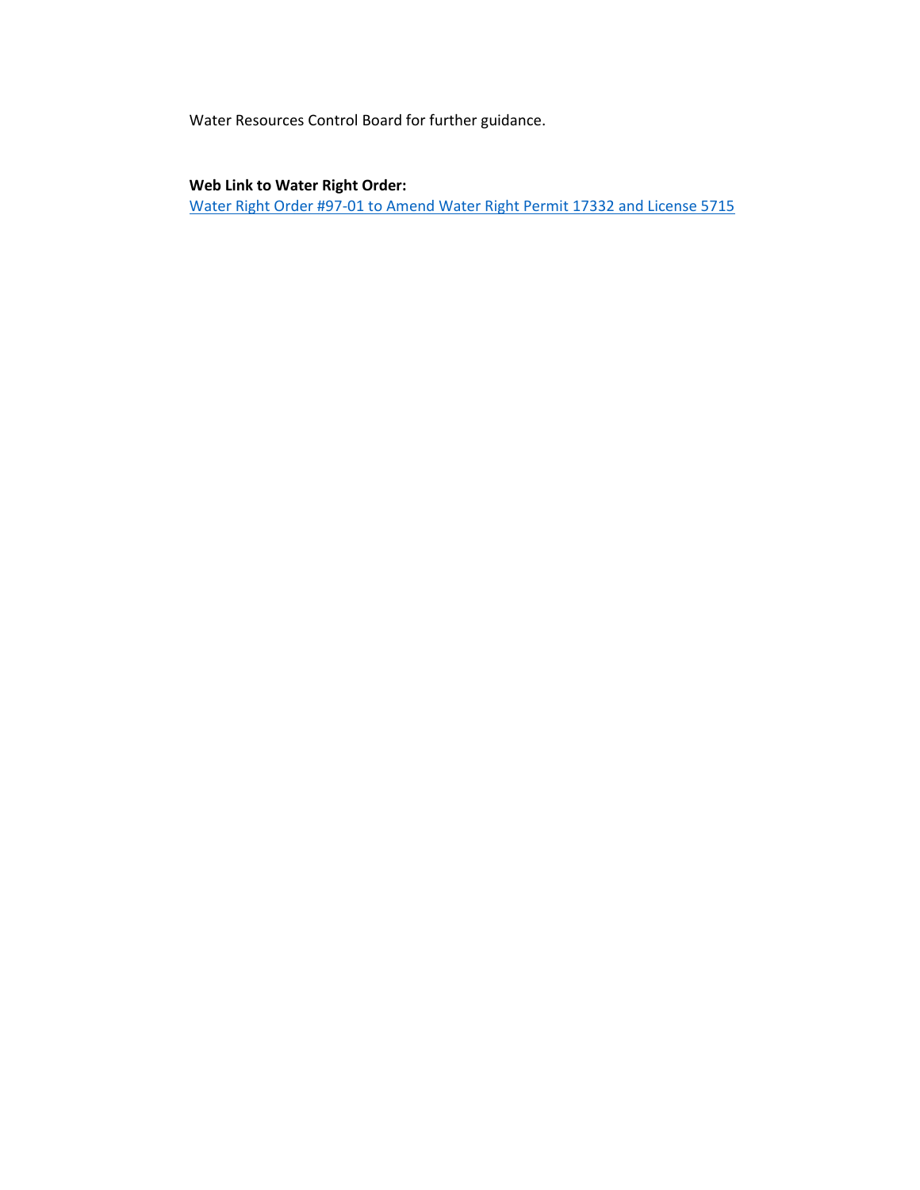Water Resources Control Board for further guidance.

**Web Link to Water Right Order:**
Water Right Order #97-01 to Amend Water Right Permit 17332 and License 5715